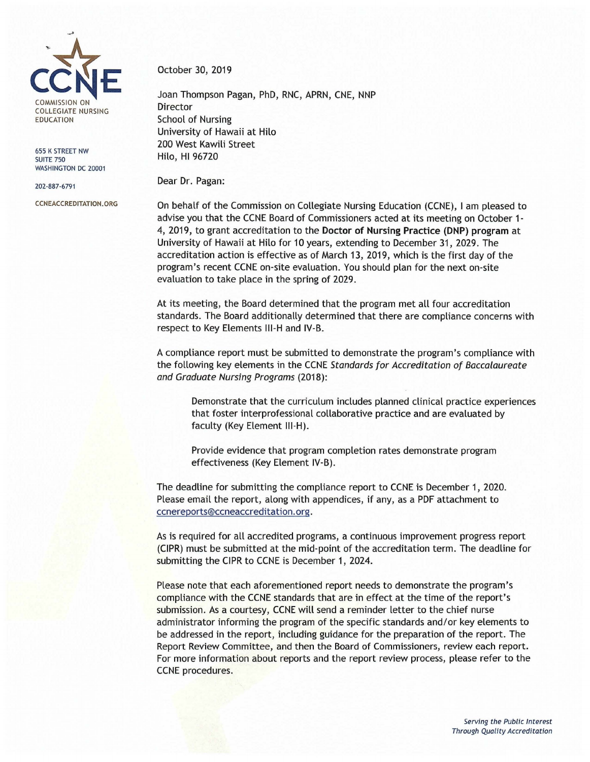CCNE

COMMISSION ON COLLEGIATE NURSING EDUCATION

655 K STREET NW
SUITE 750
WASHINGTON DC 20001

202-887-6791

CCNEACCREDITATION.ORG

October 30, 2019

Joan Thompson Pagan, PhD, RNC, APRN, CNE, NNP
Director
School of Nursing
University of Hawaii at Hilo
200 West Kawili Street
Hilo, HI 96720

Dear Dr. Pagan:

On behalf of the Commission on Collegiate Nursing Education (CCNE), I am pleased to advise you that the CCNE Board of Commissioners acted at its meeting on October 1-4, 2019, to grant accreditation to the **Doctor of Nursing Practice (DNP) program** at University of Hawaii at Hilo for 10 years, extending to December 31, 2029. The accreditation action is effective as of March 13, 2019, which is the first day of the program's recent CCNE on-site evaluation. You should plan for the next on-site evaluation to take place in the spring of 2029.

At its meeting, the Board determined that the program met all four accreditation standards. The Board additionally determined that there are compliance concerns with respect to Key Elements III-H and IV-B.

A compliance report must be submitted to demonstrate the program's compliance with the following key elements in the CCNE *Standards for Accreditation of Baccalaureate and Graduate Nursing Programs* (2018):

> Demonstrate that the curriculum includes planned clinical practice experiences that foster interprofessional collaborative practice and are evaluated by faculty (Key Element III-H).
>
> Provide evidence that program completion rates demonstrate program effectiveness (Key Element IV-B).

The deadline for submitting the compliance report to CCNE is December 1, 2020. Please email the report, along with appendices, if any, as a PDF attachment to ccnereports@ccneaccreditation.org.

As is required for all accredited programs, a continuous improvement progress report (CIPR) must be submitted at the mid-point of the accreditation term. The deadline for submitting the CIPR to CCNE is December 1, 2024.

Please note that each aforementioned report needs to demonstrate the program's compliance with the CCNE standards that are in effect at the time of the report's submission. As a courtesy, CCNE will send a reminder letter to the chief nurse administrator informing the program of the specific standards and/or key elements to be addressed in the report, including guidance for the preparation of the report. The Report Review Committee, and then the Board of Commissioners, review each report. For more information about reports and the report review process, please refer to the CCNE procedures.

*Serving the Public Interest Through Quality Accreditation*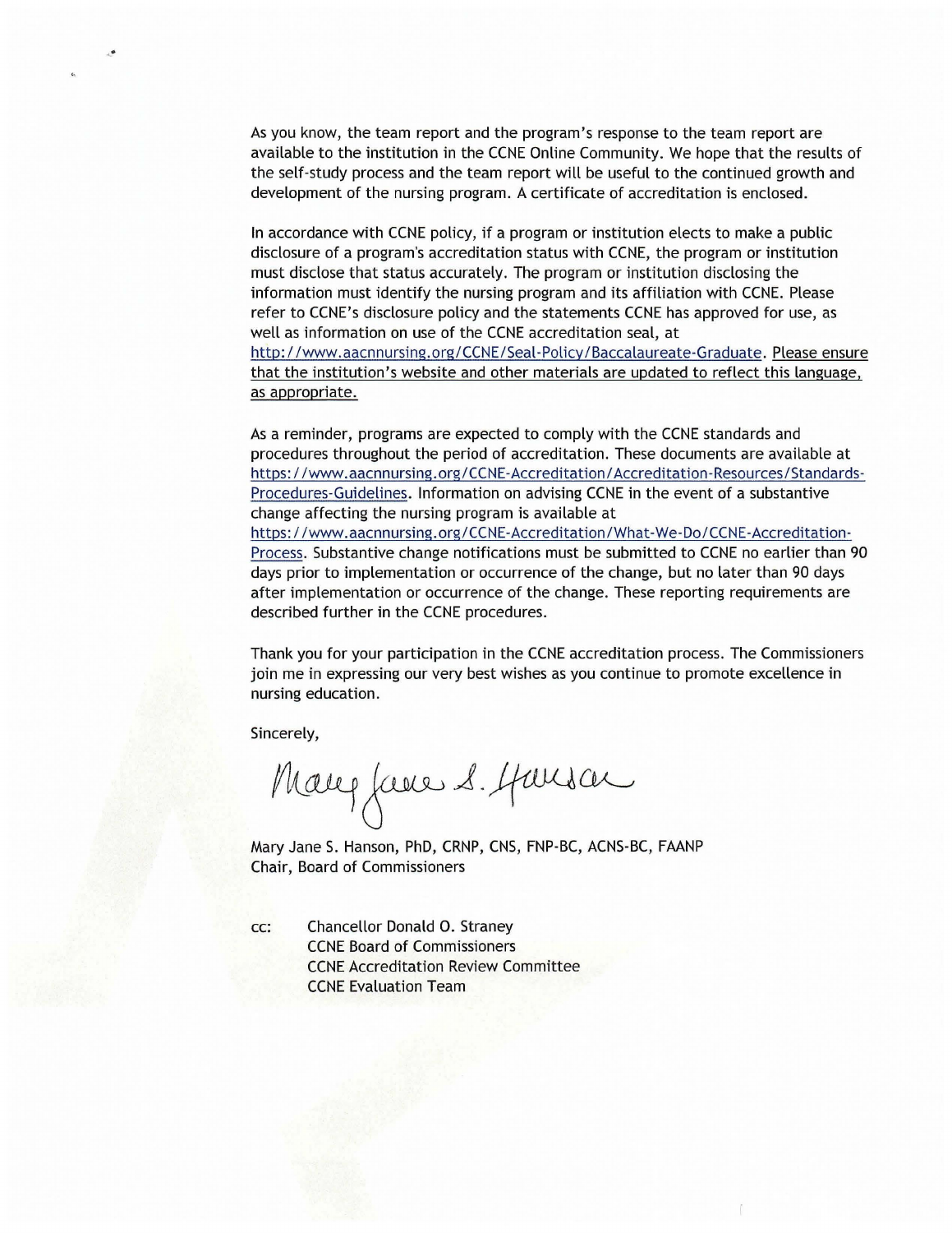As you know, the team report and the program's response to the team report are available to the institution in the CCNE Online Community. We hope that the results of the self-study process and the team report will be useful to the continued growth and development of the nursing program. A certificate of accreditation is enclosed.

In accordance with CCNE policy, if a program or institution elects to make a public disclosure of a program's accreditation status with CCNE, the program or institution must disclose that status accurately. The program or institution disclosing the information must identify the nursing program and its affiliation with CCNE. Please refer to CCNE's disclosure policy and the statements CCNE has approved for use, as well as information on use of the CCNE accreditation seal, at http://www.aacnnursing.org/CCNE/Seal-Policy/Baccalaureate-Graduate. Please ensure that the institution's website and other materials are updated to reflect this language, as appropriate.

As a reminder, programs are expected to comply with the CCNE standards and procedures throughout the period of accreditation. These documents are available at https://www.aacnnursing.org/CCNE-Accreditation/Accreditation-Resources/Standards-Procedures-Guidelines. Information on advising CCNE in the event of a substantive change affecting the nursing program is available at https://www.aacnnursing.org/CCNE-Accreditation/What-We-Do/CCNE-Accreditation-Process. Substantive change notifications must be submitted to CCNE no earlier than 90 days prior to implementation or occurrence of the change, but no later than 90 days after implementation or occurrence of the change. These reporting requirements are described further in the CCNE procedures.

Thank you for your participation in the CCNE accreditation process. The Commissioners join me in expressing our very best wishes as you continue to promote excellence in nursing education.

Sincerely,

Mary Jane S. Hanson

Mary Jane S. Hanson, PhD, CRNP, CNS, FNP-BC, ACNS-BC, FAANP
Chair, Board of Commissioners

cc: Chancellor Donald O. Straney
CCNE Board of Commissioners
CCNE Accreditation Review Committee
CCNE Evaluation Team